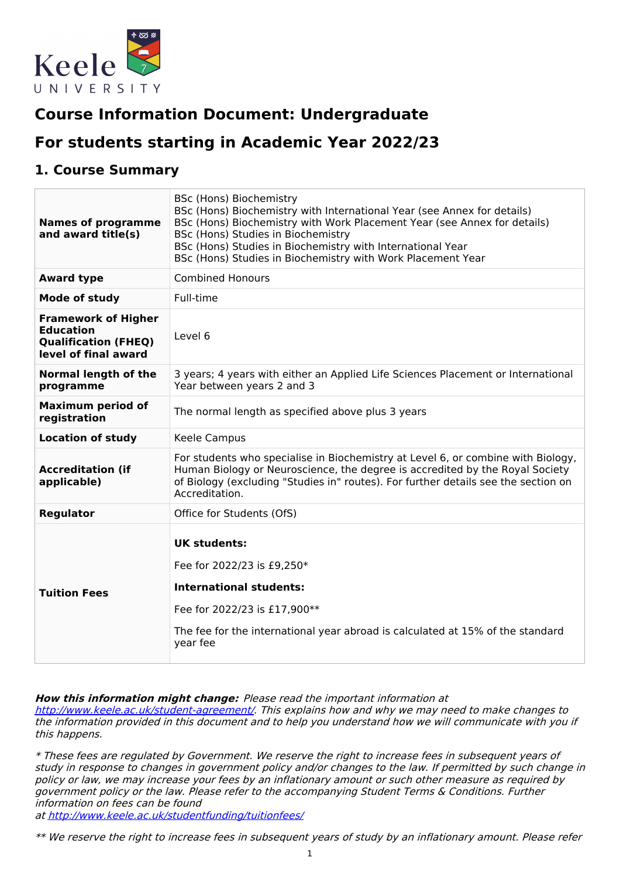Keele UNIVERSITY

# Course Information Document: Undergraduate

# For students starting in Academic Year 2022/23

## 1. Course Summary

| | |
|---|---|
| **Names of programme and award title(s)** | BSc (Hons) Biochemistry<br>BSc (Hons) Biochemistry with International Year (see Annex for details)<br>BSc (Hons) Biochemistry with Work Placement Year (see Annex for details)<br>BSc (Hons) Studies in Biochemistry<br>BSc (Hons) Studies in Biochemistry with International Year<br>BSc (Hons) Studies in Biochemistry with Work Placement Year |
| **Award type** | Combined Honours |
| **Mode of study** | Full-time |
| **Framework of Higher Education Qualification (FHEQ) level of final award** | Level 6 |
| **Normal length of the programme** | 3 years; 4 years with either an Applied Life Sciences Placement or International Year between years 2 and 3 |
| **Maximum period of registration** | The normal length as specified above plus 3 years |
| **Location of study** | Keele Campus |
| **Accreditation (if applicable)** | For students who specialise in Biochemistry at Level 6, or combine with Biology, Human Biology or Neuroscience, the degree is accredited by the Royal Society of Biology (excluding "Studies in" routes). For further details see the section on Accreditation. |
| **Regulator** | Office for Students (OfS) |
| **Tuition Fees** | **UK students:**<br><br>Fee for 2022/23 is £9,250*<br><br>**International students:**<br><br>Fee for 2022/23 is £17,900**<br><br>The fee for the international year abroad is calculated at 15% of the standard year fee |

***How this information might change:*** *Please read the important information at [http://www.keele.ac.uk/student-agreement/](http://www.keele.ac.uk/student-agreement/). This explains how and why we may need to make changes to the information provided in this document and to help you understand how we will communicate with you if this happens.*

*\* These fees are regulated by Government. We reserve the right to increase fees in subsequent years of study in response to changes in government policy and/or changes to the law. If permitted by such change in policy or law, we may increase your fees by an inflationary amount or such other measure as required by government policy or the law. Please refer to the accompanying Student Terms & Conditions. Further information on fees can be found at [http://www.keele.ac.uk/studentfunding/tuitionfees/](http://www.keele.ac.uk/studentfunding/tuitionfees/)*

*\*\* We reserve the right to increase fees in subsequent years of study by an inflationary amount. Please refer*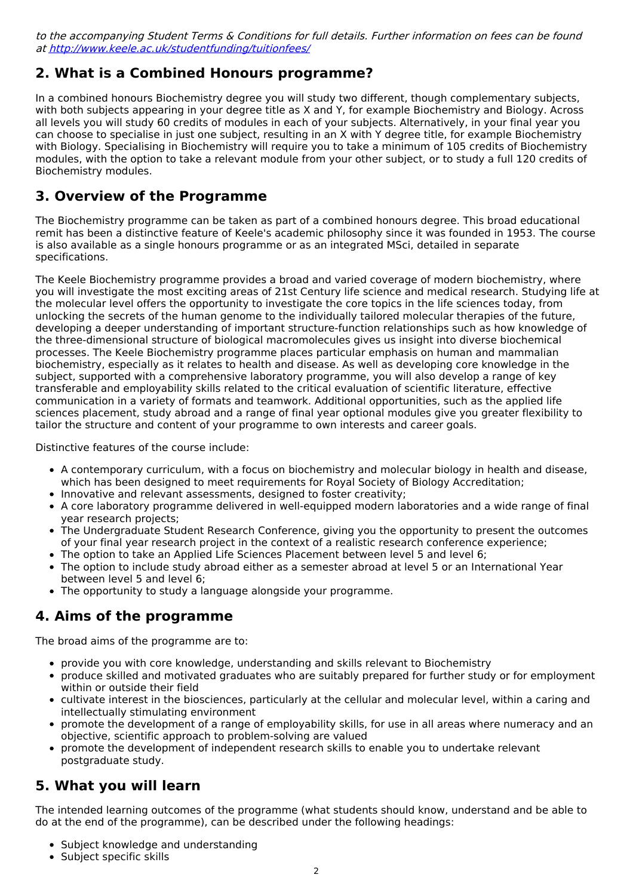*to the accompanying Student Terms & Conditions for full details. Further information on fees can be found at [http://www.keele.ac.uk/studentfunding/tuitionfees/](http://www.keele.ac.uk/studentfunding/tuitionfees/)*

## 2. What is a Combined Honours programme?

In a combined honours Biochemistry degree you will study two different, though complementary subjects, with both subjects appearing in your degree title as X and Y, for example Biochemistry and Biology. Across all levels you will study 60 credits of modules in each of your subjects. Alternatively, in your final year you can choose to specialise in just one subject, resulting in an X with Y degree title, for example Biochemistry with Biology. Specialising in Biochemistry will require you to take a minimum of 105 credits of Biochemistry modules, with the option to take a relevant module from your other subject, or to study a full 120 credits of Biochemistry modules.

## 3. Overview of the Programme

The Biochemistry programme can be taken as part of a combined honours degree. This broad educational remit has been a distinctive feature of Keele's academic philosophy since it was founded in 1953. The course is also available as a single honours programme or as an integrated MSci, detailed in separate specifications.

The Keele Biochemistry programme provides a broad and varied coverage of modern biochemistry, where you will investigate the most exciting areas of 21st Century life science and medical research. Studying life at the molecular level offers the opportunity to investigate the core topics in the life sciences today, from unlocking the secrets of the human genome to the individually tailored molecular therapies of the future, developing a deeper understanding of important structure-function relationships such as how knowledge of the three-dimensional structure of biological macromolecules gives us insight into diverse biochemical processes. The Keele Biochemistry programme places particular emphasis on human and mammalian biochemistry, especially as it relates to health and disease. As well as developing core knowledge in the subject, supported with a comprehensive laboratory programme, you will also develop a range of key transferable and employability skills related to the critical evaluation of scientific literature, effective communication in a variety of formats and teamwork. Additional opportunities, such as the applied life sciences placement, study abroad and a range of final year optional modules give you greater flexibility to tailor the structure and content of your programme to own interests and career goals.

Distinctive features of the course include:

- A contemporary curriculum, with a focus on biochemistry and molecular biology in health and disease, which has been designed to meet requirements for Royal Society of Biology Accreditation;
- Innovative and relevant assessments, designed to foster creativity;
- A core laboratory programme delivered in well-equipped modern laboratories and a wide range of final year research projects;
- The Undergraduate Student Research Conference, giving you the opportunity to present the outcomes of your final year research project in the context of a realistic research conference experience;
- The option to take an Applied Life Sciences Placement between level 5 and level 6;
- The option to include study abroad either as a semester abroad at level 5 or an International Year between level 5 and level 6;
- The opportunity to study a language alongside your programme.

## 4. Aims of the programme

The broad aims of the programme are to:

- provide you with core knowledge, understanding and skills relevant to Biochemistry
- produce skilled and motivated graduates who are suitably prepared for further study or for employment within or outside their field
- cultivate interest in the biosciences, particularly at the cellular and molecular level, within a caring and intellectually stimulating environment
- promote the development of a range of employability skills, for use in all areas where numeracy and an objective, scientific approach to problem-solving are valued
- promote the development of independent research skills to enable you to undertake relevant postgraduate study.

## 5. What you will learn

The intended learning outcomes of the programme (what students should know, understand and be able to do at the end of the programme), can be described under the following headings:

- Subject knowledge and understanding
- Subject specific skills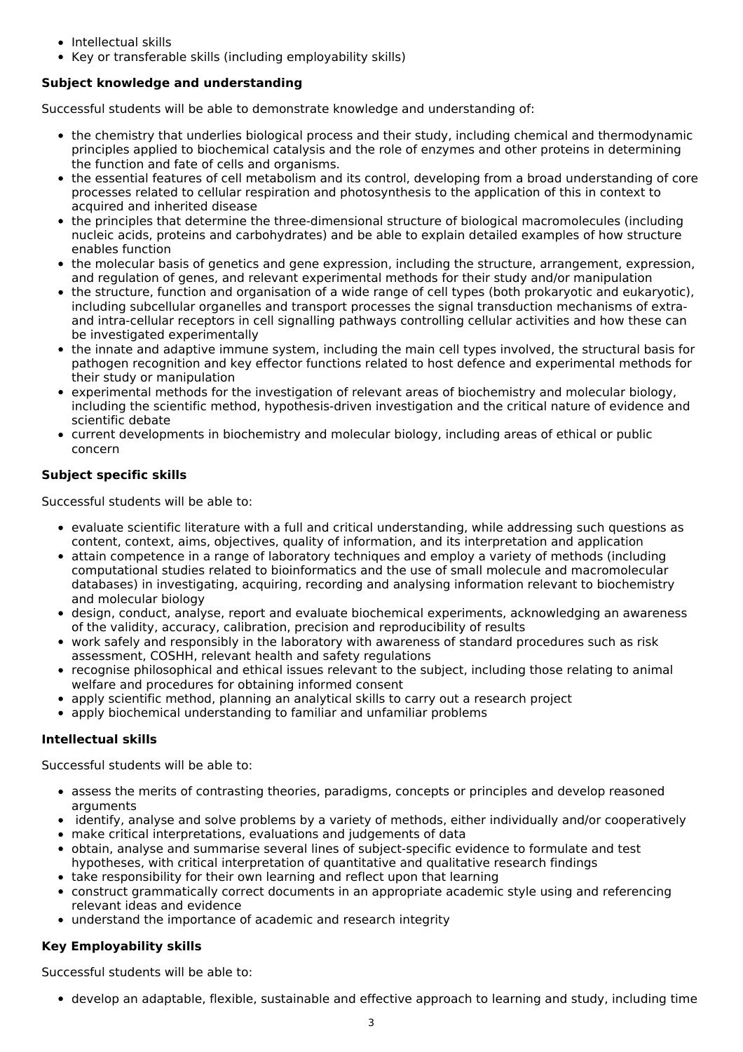- Intellectual skills
- Key or transferable skills (including employability skills)

**Subject knowledge and understanding**

Successful students will be able to demonstrate knowledge and understanding of:

- the chemistry that underlies biological process and their study, including chemical and thermodynamic principles applied to biochemical catalysis and the role of enzymes and other proteins in determining the function and fate of cells and organisms.
- the essential features of cell metabolism and its control, developing from a broad understanding of core processes related to cellular respiration and photosynthesis to the application of this in context to acquired and inherited disease
- the principles that determine the three-dimensional structure of biological macromolecules (including nucleic acids, proteins and carbohydrates) and be able to explain detailed examples of how structure enables function
- the molecular basis of genetics and gene expression, including the structure, arrangement, expression, and regulation of genes, and relevant experimental methods for their study and/or manipulation
- the structure, function and organisation of a wide range of cell types (both prokaryotic and eukaryotic), including subcellular organelles and transport processes the signal transduction mechanisms of extra- and intra-cellular receptors in cell signalling pathways controlling cellular activities and how these can be investigated experimentally
- the innate and adaptive immune system, including the main cell types involved, the structural basis for pathogen recognition and key effector functions related to host defence and experimental methods for their study or manipulation
- experimental methods for the investigation of relevant areas of biochemistry and molecular biology, including the scientific method, hypothesis-driven investigation and the critical nature of evidence and scientific debate
- current developments in biochemistry and molecular biology, including areas of ethical or public concern

**Subject specific skills**

Successful students will be able to:

- evaluate scientific literature with a full and critical understanding, while addressing such questions as content, context, aims, objectives, quality of information, and its interpretation and application
- attain competence in a range of laboratory techniques and employ a variety of methods (including computational studies related to bioinformatics and the use of small molecule and macromolecular databases) in investigating, acquiring, recording and analysing information relevant to biochemistry and molecular biology
- design, conduct, analyse, report and evaluate biochemical experiments, acknowledging an awareness of the validity, accuracy, calibration, precision and reproducibility of results
- work safely and responsibly in the laboratory with awareness of standard procedures such as risk assessment, COSHH, relevant health and safety regulations
- recognise philosophical and ethical issues relevant to the subject, including those relating to animal welfare and procedures for obtaining informed consent
- apply scientific method, planning an analytical skills to carry out a research project
- apply biochemical understanding to familiar and unfamiliar problems

**Intellectual skills**

Successful students will be able to:

- assess the merits of contrasting theories, paradigms, concepts or principles and develop reasoned arguments
- identify, analyse and solve problems by a variety of methods, either individually and/or cooperatively
- make critical interpretations, evaluations and judgements of data
- obtain, analyse and summarise several lines of subject-specific evidence to formulate and test hypotheses, with critical interpretation of quantitative and qualitative research findings
- take responsibility for their own learning and reflect upon that learning
- construct grammatically correct documents in an appropriate academic style using and referencing relevant ideas and evidence
- understand the importance of academic and research integrity

**Key Employability skills**

Successful students will be able to:

- develop an adaptable, flexible, sustainable and effective approach to learning and study, including time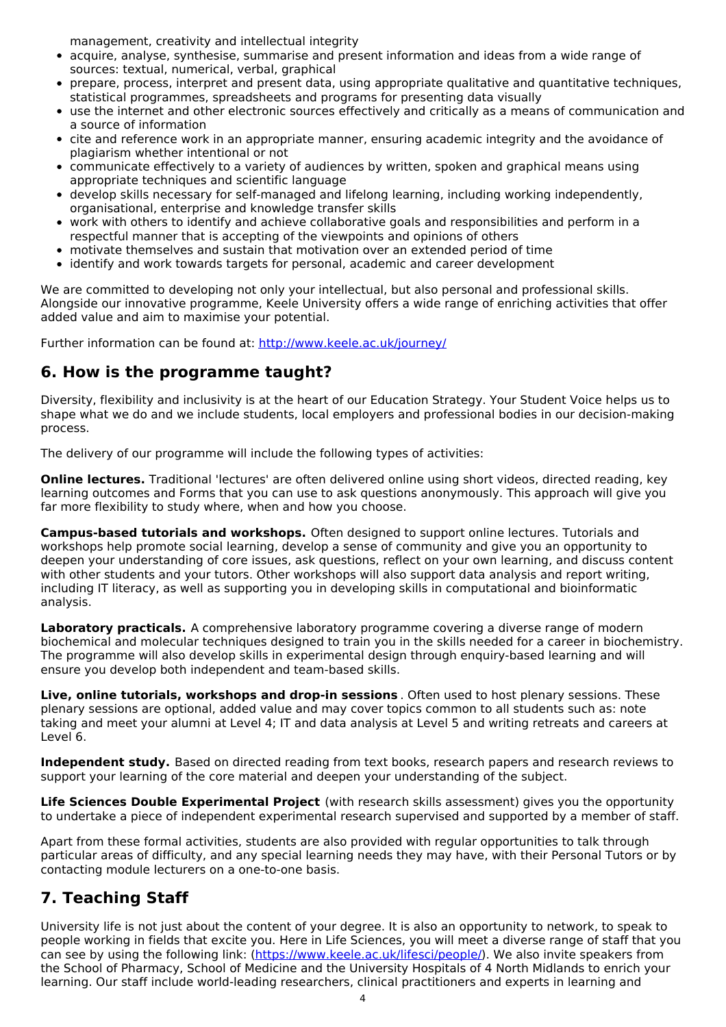management, creativity and intellectual integrity

- acquire, analyse, synthesise, summarise and present information and ideas from a wide range of sources: textual, numerical, verbal, graphical
- prepare, process, interpret and present data, using appropriate qualitative and quantitative techniques, statistical programmes, spreadsheets and programs for presenting data visually
- use the internet and other electronic sources effectively and critically as a means of communication and a source of information
- cite and reference work in an appropriate manner, ensuring academic integrity and the avoidance of plagiarism whether intentional or not
- communicate effectively to a variety of audiences by written, spoken and graphical means using appropriate techniques and scientific language
- develop skills necessary for self-managed and lifelong learning, including working independently, organisational, enterprise and knowledge transfer skills
- work with others to identify and achieve collaborative goals and responsibilities and perform in a respectful manner that is accepting of the viewpoints and opinions of others
- motivate themselves and sustain that motivation over an extended period of time
- identify and work towards targets for personal, academic and career development

We are committed to developing not only your intellectual, but also personal and professional skills. Alongside our innovative programme, Keele University offers a wide range of enriching activities that offer added value and aim to maximise your potential.

Further information can be found at: [http://www.keele.ac.uk/journey/](http://www.keele.ac.uk/journey/)

## 6. How is the programme taught?

Diversity, flexibility and inclusivity is at the heart of our Education Strategy. Your Student Voice helps us to shape what we do and we include students, local employers and professional bodies in our decision-making process.

The delivery of our programme will include the following types of activities:

**Online lectures.** Traditional 'lectures' are often delivered online using short videos, directed reading, key learning outcomes and Forms that you can use to ask questions anonymously. This approach will give you far more flexibility to study where, when and how you choose.

**Campus-based tutorials and workshops.** Often designed to support online lectures. Tutorials and workshops help promote social learning, develop a sense of community and give you an opportunity to deepen your understanding of core issues, ask questions, reflect on your own learning, and discuss content with other students and your tutors. Other workshops will also support data analysis and report writing, including IT literacy, as well as supporting you in developing skills in computational and bioinformatic analysis.

**Laboratory practicals.** A comprehensive laboratory programme covering a diverse range of modern biochemical and molecular techniques designed to train you in the skills needed for a career in biochemistry. The programme will also develop skills in experimental design through enquiry-based learning and will ensure you develop both independent and team-based skills.

**Live, online tutorials, workshops and drop-in sessions** . Often used to host plenary sessions. These plenary sessions are optional, added value and may cover topics common to all students such as: note taking and meet your alumni at Level 4; IT and data analysis at Level 5 and writing retreats and careers at Level 6.

**Independent study.** Based on directed reading from text books, research papers and research reviews to support your learning of the core material and deepen your understanding of the subject.

**Life Sciences Double Experimental Project** (with research skills assessment) gives you the opportunity to undertake a piece of independent experimental research supervised and supported by a member of staff.

Apart from these formal activities, students are also provided with regular opportunities to talk through particular areas of difficulty, and any special learning needs they may have, with their Personal Tutors or by contacting module lecturers on a one-to-one basis.

## 7. Teaching Staff

University life is not just about the content of your degree. It is also an opportunity to network, to speak to people working in fields that excite you. Here in Life Sciences, you will meet a diverse range of staff that you can see by using the following link: ([https://www.keele.ac.uk/lifesci/people/](https://www.keele.ac.uk/lifesci/people/)). We also invite speakers from the School of Pharmacy, School of Medicine and the University Hospitals of 4 North Midlands to enrich your learning. Our staff include world-leading researchers, clinical practitioners and experts in learning and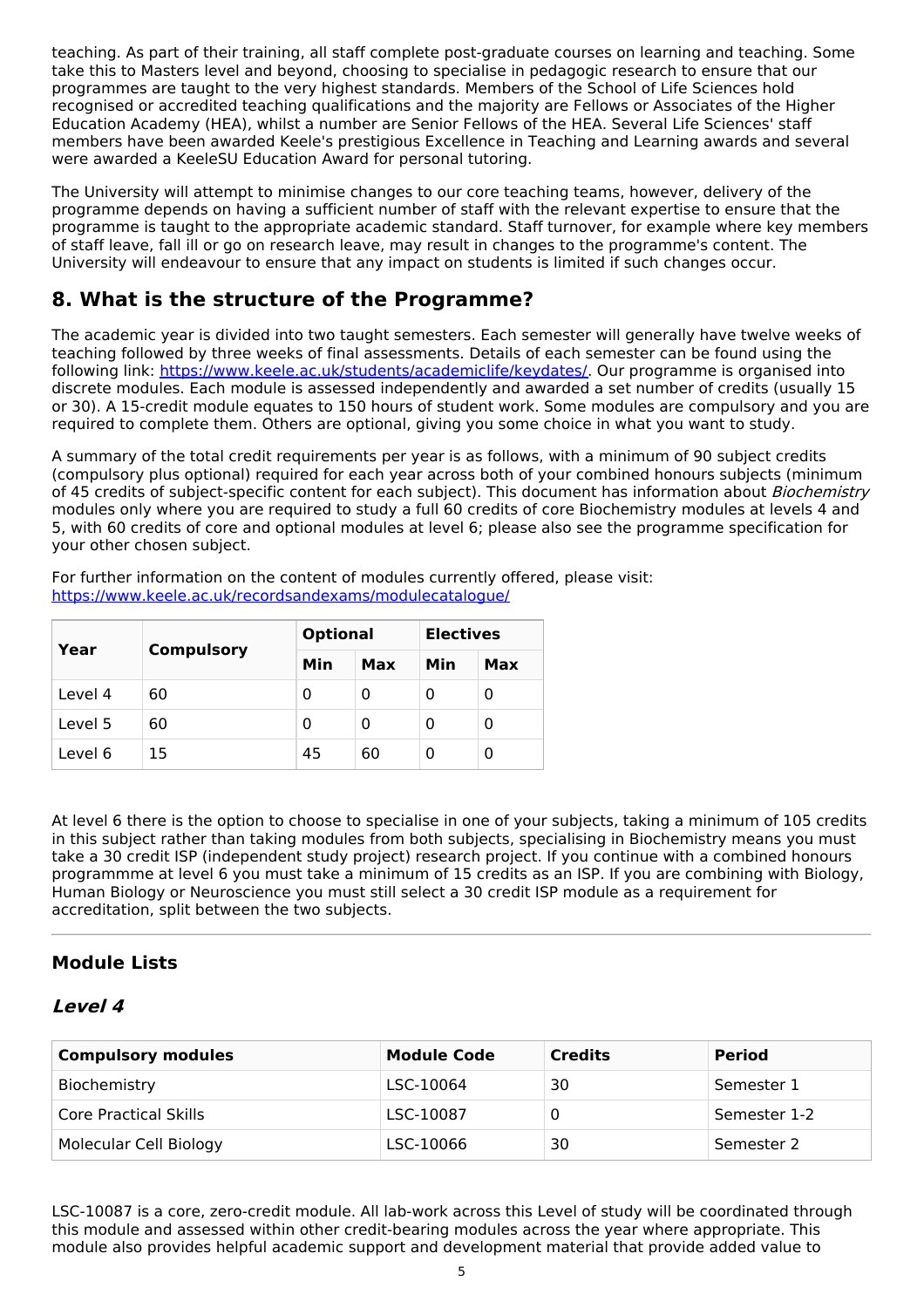teaching. As part of their training, all staff complete post-graduate courses on learning and teaching. Some take this to Masters level and beyond, choosing to specialise in pedagogic research to ensure that our programmes are taught to the very highest standards. Members of the School of Life Sciences hold recognised or accredited teaching qualifications and the majority are Fellows or Associates of the Higher Education Academy (HEA), whilst a number are Senior Fellows of the HEA. Several Life Sciences' staff members have been awarded Keele's prestigious Excellence in Teaching and Learning awards and several were awarded a KeeleSU Education Award for personal tutoring.

The University will attempt to minimise changes to our core teaching teams, however, delivery of the programme depends on having a sufficient number of staff with the relevant expertise to ensure that the programme is taught to the appropriate academic standard. Staff turnover, for example where key members of staff leave, fall ill or go on research leave, may result in changes to the programme's content. The University will endeavour to ensure that any impact on students is limited if such changes occur.

## 8. What is the structure of the Programme?

The academic year is divided into two taught semesters. Each semester will generally have twelve weeks of teaching followed by three weeks of final assessments. Details of each semester can be found using the following link: [https://www.keele.ac.uk/students/academiclife/keydates/](https://www.keele.ac.uk/students/academiclife/keydates/). Our programme is organised into discrete modules. Each module is assessed independently and awarded a set number of credits (usually 15 or 30). A 15-credit module equates to 150 hours of student work. Some modules are compulsory and you are required to complete them. Others are optional, giving you some choice in what you want to study.

A summary of the total credit requirements per year is as follows, with a minimum of 90 subject credits (compulsory plus optional) required for each year across both of your combined honours subjects (minimum of 45 credits of subject-specific content for each subject). This document has information about *Biochemistry* modules only where you are required to study a full 60 credits of core Biochemistry modules at levels 4 and 5, with 60 credits of core and optional modules at level 6; please also see the programme specification for your other chosen subject.

For further information on the content of modules currently offered, please visit: [https://www.keele.ac.uk/recordsandexams/modulecatalogue/](https://www.keele.ac.uk/recordsandexams/modulecatalogue/)

| Year | Compulsory | Optional | | Electives | |
|---|---|---|---|---|---|
| | | Min | Max | Min | Max |
| Level 4 | 60 | 0 | 0 | 0 | 0 |
| Level 5 | 60 | 0 | 0 | 0 | 0 |
| Level 6 | 15 | 45 | 60 | 0 | 0 |

At level 6 there is the option to choose to specialise in one of your subjects, taking a minimum of 105 credits in this subject rather than taking modules from both subjects, specialising in Biochemistry means you must take a 30 credit ISP (independent study project) research project. If you continue with a combined honours programmme at level 6 you must take a minimum of 15 credits as an ISP. If you are combining with Biology, Human Biology or Neuroscience you must still select a 30 credit ISP module as a requirement for accreditation, split between the two subjects.

---

### Module Lists

### *Level 4*

| Compulsory modules | Module Code | Credits | Period |
|---|---|---|---|
| Biochemistry | LSC-10064 | 30 | Semester 1 |
| Core Practical Skills | LSC-10087 | 0 | Semester 1-2 |
| Molecular Cell Biology | LSC-10066 | 30 | Semester 2 |

LSC-10087 is a core, zero-credit module. All lab-work across this Level of study will be coordinated through this module and assessed within other credit-bearing modules across the year where appropriate. This module also provides helpful academic support and development material that provide added value to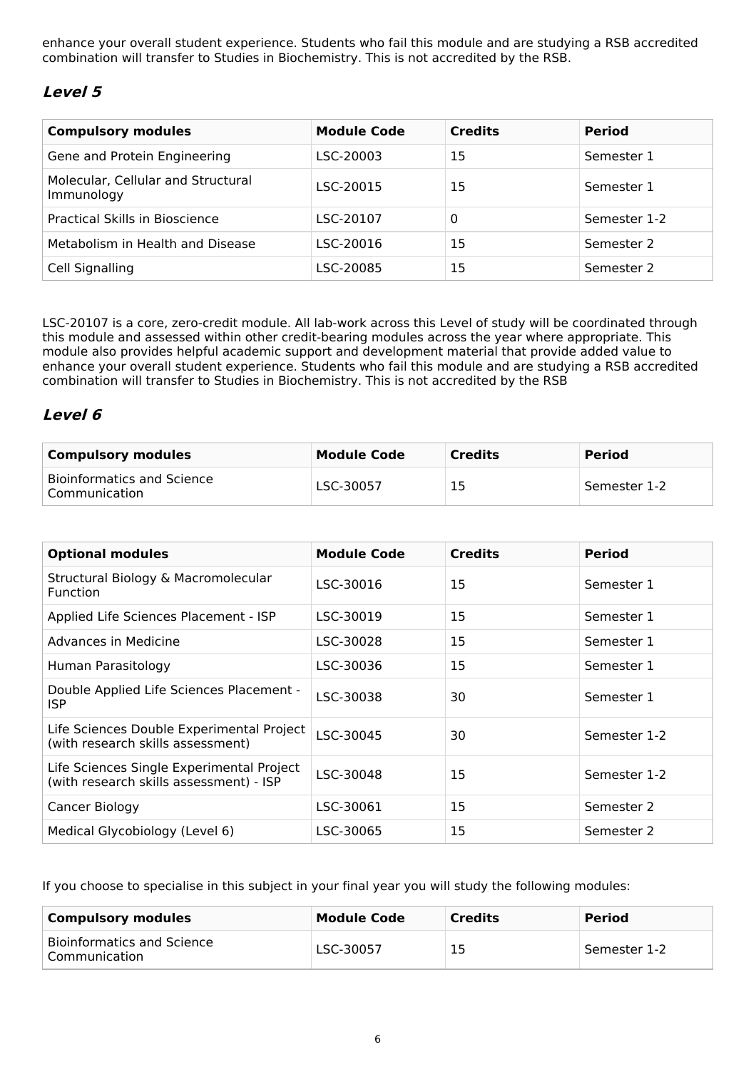enhance your overall student experience. Students who fail this module and are studying a RSB accredited combination will transfer to Studies in Biochemistry. This is not accredited by the RSB.

## *Level 5*

| Compulsory modules | Module Code | Credits | Period |
| --- | --- | --- | --- |
| Gene and Protein Engineering | LSC-20003 | 15 | Semester 1 |
| Molecular, Cellular and Structural Immunology | LSC-20015 | 15 | Semester 1 |
| Practical Skills in Bioscience | LSC-20107 | 0 | Semester 1-2 |
| Metabolism in Health and Disease | LSC-20016 | 15 | Semester 2 |
| Cell Signalling | LSC-20085 | 15 | Semester 2 |

LSC-20107 is a core, zero-credit module. All lab-work across this Level of study will be coordinated through this module and assessed within other credit-bearing modules across the year where appropriate. This module also provides helpful academic support and development material that provide added value to enhance your overall student experience. Students who fail this module and are studying a RSB accredited combination will transfer to Studies in Biochemistry. This is not accredited by the RSB

## *Level 6*

| Compulsory modules | Module Code | Credits | Period |
| --- | --- | --- | --- |
| Bioinformatics and Science Communication | LSC-30057 | 15 | Semester 1-2 |

| Optional modules | Module Code | Credits | Period |
| --- | --- | --- | --- |
| Structural Biology & Macromolecular Function | LSC-30016 | 15 | Semester 1 |
| Applied Life Sciences Placement - ISP | LSC-30019 | 15 | Semester 1 |
| Advances in Medicine | LSC-30028 | 15 | Semester 1 |
| Human Parasitology | LSC-30036 | 15 | Semester 1 |
| Double Applied Life Sciences Placement - ISP | LSC-30038 | 30 | Semester 1 |
| Life Sciences Double Experimental Project (with research skills assessment) | LSC-30045 | 30 | Semester 1-2 |
| Life Sciences Single Experimental Project (with research skills assessment) - ISP | LSC-30048 | 15 | Semester 1-2 |
| Cancer Biology | LSC-30061 | 15 | Semester 2 |
| Medical Glycobiology (Level 6) | LSC-30065 | 15 | Semester 2 |

If you choose to specialise in this subject in your final year you will study the following modules:

| Compulsory modules | Module Code | Credits | Period |
| --- | --- | --- | --- |
| Bioinformatics and Science Communication | LSC-30057 | 15 | Semester 1-2 |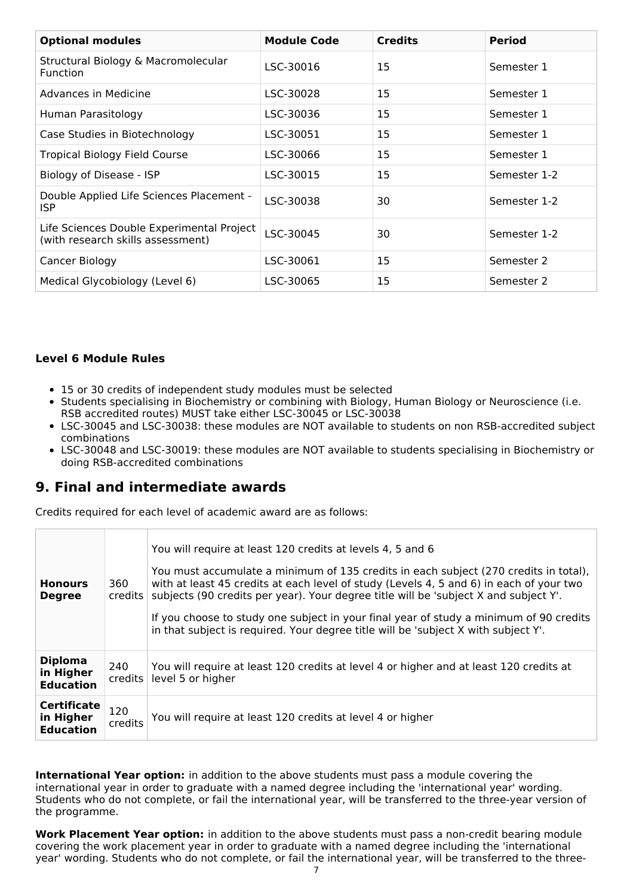| Optional modules | Module Code | Credits | Period |
|---|---|---|---|
| Structural Biology & Macromolecular Function | LSC-30016 | 15 | Semester 1 |
| Advances in Medicine | LSC-30028 | 15 | Semester 1 |
| Human Parasitology | LSC-30036 | 15 | Semester 1 |
| Case Studies in Biotechnology | LSC-30051 | 15 | Semester 1 |
| Tropical Biology Field Course | LSC-30066 | 15 | Semester 1 |
| Biology of Disease - ISP | LSC-30015 | 15 | Semester 1-2 |
| Double Applied Life Sciences Placement - ISP | LSC-30038 | 30 | Semester 1-2 |
| Life Sciences Double Experimental Project (with research skills assessment) | LSC-30045 | 30 | Semester 1-2 |
| Cancer Biology | LSC-30061 | 15 | Semester 2 |
| Medical Glycobiology (Level 6) | LSC-30065 | 15 | Semester 2 |

**Level 6 Module Rules**

- 15 or 30 credits of independent study modules must be selected
- Students specialising in Biochemistry or combining with Biology, Human Biology or Neuroscience (i.e. RSB accredited routes) MUST take either LSC-30045 or LSC-30038
- LSC-30045 and LSC-30038: these modules are NOT available to students on non RSB-accredited subject combinations
- LSC-30048 and LSC-30019: these modules are NOT available to students specialising in Biochemistry or doing RSB-accredited combinations

## 9. Final and intermediate awards

Credits required for each level of academic award are as follows:

| | | |
|---|---|---|
| **Honours Degree** | 360 credits | You will require at least 120 credits at levels 4, 5 and 6<br><br>You must accumulate a minimum of 135 credits in each subject (270 credits in total), with at least 45 credits at each level of study (Levels 4, 5 and 6) in each of your two subjects (90 credits per year). Your degree title will be 'subject X and subject Y'.<br><br>If you choose to study one subject in your final year of study a minimum of 90 credits in that subject is required. Your degree title will be 'subject X with subject Y'. |
| **Diploma in Higher Education** | 240 credits | You will require at least 120 credits at level 4 or higher and at least 120 credits at level 5 or higher |
| **Certificate in Higher Education** | 120 credits | You will require at least 120 credits at level 4 or higher |

**International Year option:** in addition to the above students must pass a module covering the international year in order to graduate with a named degree including the 'international year' wording. Students who do not complete, or fail the international year, will be transferred to the three-year version of the programme.

**Work Placement Year option:** in addition to the above students must pass a non-credit bearing module covering the work placement year in order to graduate with a named degree including the 'international year' wording. Students who do not complete, or fail the international year, will be transferred to the three-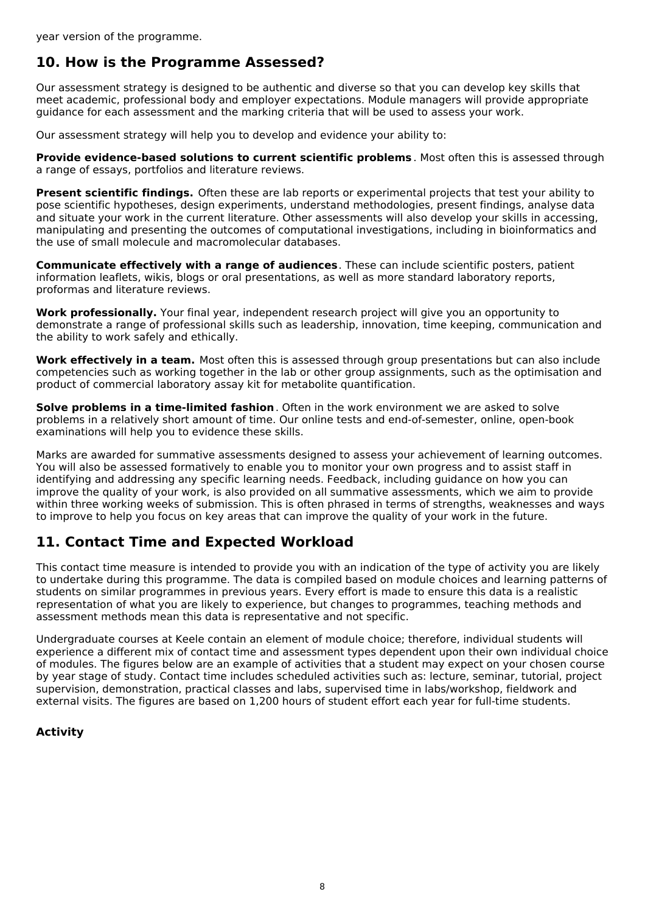year version of the programme.

## 10. How is the Programme Assessed?

Our assessment strategy is designed to be authentic and diverse so that you can develop key skills that meet academic, professional body and employer expectations. Module managers will provide appropriate guidance for each assessment and the marking criteria that will be used to assess your work.

Our assessment strategy will help you to develop and evidence your ability to:

**Provide evidence-based solutions to current scientific problems**. Most often this is assessed through a range of essays, portfolios and literature reviews.

**Present scientific findings.** Often these are lab reports or experimental projects that test your ability to pose scientific hypotheses, design experiments, understand methodologies, present findings, analyse data and situate your work in the current literature. Other assessments will also develop your skills in accessing, manipulating and presenting the outcomes of computational investigations, including in bioinformatics and the use of small molecule and macromolecular databases.

**Communicate effectively with a range of audiences**. These can include scientific posters, patient information leaflets, wikis, blogs or oral presentations, as well as more standard laboratory reports, proformas and literature reviews.

**Work professionally.** Your final year, independent research project will give you an opportunity to demonstrate a range of professional skills such as leadership, innovation, time keeping, communication and the ability to work safely and ethically.

**Work effectively in a team.** Most often this is assessed through group presentations but can also include competencies such as working together in the lab or other group assignments, such as the optimisation and product of commercial laboratory assay kit for metabolite quantification.

**Solve problems in a time-limited fashion**. Often in the work environment we are asked to solve problems in a relatively short amount of time. Our online tests and end-of-semester, online, open-book examinations will help you to evidence these skills.

Marks are awarded for summative assessments designed to assess your achievement of learning outcomes. You will also be assessed formatively to enable you to monitor your own progress and to assist staff in identifying and addressing any specific learning needs. Feedback, including guidance on how you can improve the quality of your work, is also provided on all summative assessments, which we aim to provide within three working weeks of submission. This is often phrased in terms of strengths, weaknesses and ways to improve to help you focus on key areas that can improve the quality of your work in the future.

## 11. Contact Time and Expected Workload

This contact time measure is intended to provide you with an indication of the type of activity you are likely to undertake during this programme. The data is compiled based on module choices and learning patterns of students on similar programmes in previous years. Every effort is made to ensure this data is a realistic representation of what you are likely to experience, but changes to programmes, teaching methods and assessment methods mean this data is representative and not specific.

Undergraduate courses at Keele contain an element of module choice; therefore, individual students will experience a different mix of contact time and assessment types dependent upon their own individual choice of modules. The figures below are an example of activities that a student may expect on your chosen course by year stage of study. Contact time includes scheduled activities such as: lecture, seminar, tutorial, project supervision, demonstration, practical classes and labs, supervised time in labs/workshop, fieldwork and external visits. The figures are based on 1,200 hours of student effort each year for full-time students.

**Activity**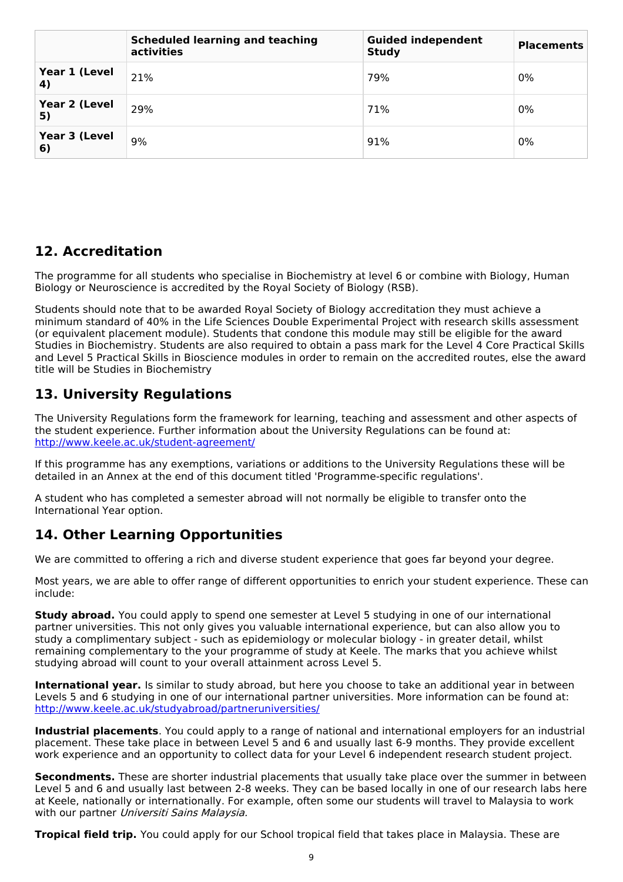| | Scheduled learning and teaching activities | Guided independent Study | Placements |
|---|---|---|---|
| **Year 1 (Level 4)** | 21% | 79% | 0% |
| **Year 2 (Level 5)** | 29% | 71% | 0% |
| **Year 3 (Level 6)** | 9% | 91% | 0% |

## 12. Accreditation

The programme for all students who specialise in Biochemistry at level 6 or combine with Biology, Human Biology or Neuroscience is accredited by the Royal Society of Biology (RSB).

Students should note that to be awarded Royal Society of Biology accreditation they must achieve a minimum standard of 40% in the Life Sciences Double Experimental Project with research skills assessment (or equivalent placement module). Students that condone this module may still be eligible for the award Studies in Biochemistry. Students are also required to obtain a pass mark for the Level 4 Core Practical Skills and Level 5 Practical Skills in Bioscience modules in order to remain on the accredited routes, else the award title will be Studies in Biochemistry

## 13. University Regulations

The University Regulations form the framework for learning, teaching and assessment and other aspects of the student experience. Further information about the University Regulations can be found at: http://www.keele.ac.uk/student-agreement/

If this programme has any exemptions, variations or additions to the University Regulations these will be detailed in an Annex at the end of this document titled 'Programme-specific regulations'.

A student who has completed a semester abroad will not normally be eligible to transfer onto the International Year option.

## 14. Other Learning Opportunities

We are committed to offering a rich and diverse student experience that goes far beyond your degree.

Most years, we are able to offer range of different opportunities to enrich your student experience. These can include:

**Study abroad.** You could apply to spend one semester at Level 5 studying in one of our international partner universities. This not only gives you valuable international experience, but can also allow you to study a complimentary subject - such as epidemiology or molecular biology - in greater detail, whilst remaining complementary to the your programme of study at Keele. The marks that you achieve whilst studying abroad will count to your overall attainment across Level 5.

**International year.** Is similar to study abroad, but here you choose to take an additional year in between Levels 5 and 6 studying in one of our international partner universities. More information can be found at: http://www.keele.ac.uk/studyabroad/partneruniversities/

**Industrial placements**. You could apply to a range of national and international employers for an industrial placement. These take place in between Level 5 and 6 and usually last 6-9 months. They provide excellent work experience and an opportunity to collect data for your Level 6 independent research student project.

**Secondments.** These are shorter industrial placements that usually take place over the summer in between Level 5 and 6 and usually last between 2-8 weeks. They can be based locally in one of our research labs here at Keele, nationally or internationally. For example, often some our students will travel to Malaysia to work with our partner *Universiti Sains Malaysia.*

**Tropical field trip.** You could apply for our School tropical field that takes place in Malaysia. These are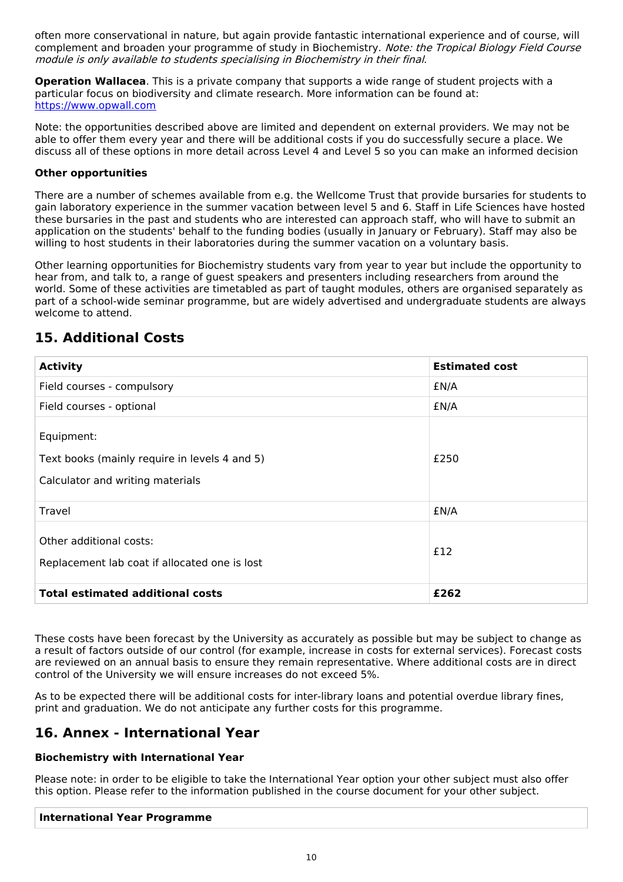often more conservational in nature, but again provide fantastic international experience and of course, will complement and broaden your programme of study in Biochemistry. *Note: the Tropical Biology Field Course module is only available to students specialising in Biochemistry in their final.*

**Operation Wallacea**. This is a private company that supports a wide range of student projects with a particular focus on biodiversity and climate research. More information can be found at: [https://www.opwall.com](https://www.opwall.com)

Note: the opportunities described above are limited and dependent on external providers. We may not be able to offer them every year and there will be additional costs if you do successfully secure a place. We discuss all of these options in more detail across Level 4 and Level 5 so you can make an informed decision

**Other opportunities**

There are a number of schemes available from e.g. the Wellcome Trust that provide bursaries for students to gain laboratory experience in the summer vacation between level 5 and 6. Staff in Life Sciences have hosted these bursaries in the past and students who are interested can approach staff, who will have to submit an application on the students' behalf to the funding bodies (usually in January or February). Staff may also be willing to host students in their laboratories during the summer vacation on a voluntary basis.

Other learning opportunities for Biochemistry students vary from year to year but include the opportunity to hear from, and talk to, a range of guest speakers and presenters including researchers from around the world. Some of these activities are timetabled as part of taught modules, others are organised separately as part of a school-wide seminar programme, but are widely advertised and undergraduate students are always welcome to attend.

## 15. Additional Costs

| **Activity** | **Estimated cost** |
|---|---|
| Field courses - compulsory | £N/A |
| Field courses - optional | £N/A |
| Equipment:<br><br>Text books (mainly require in levels 4 and 5)<br><br>Calculator and writing materials | £250 |
| Travel | £N/A |
| Other additional costs:<br><br>Replacement lab coat if allocated one is lost | £12 |
| **Total estimated additional costs** | **£262** |

These costs have been forecast by the University as accurately as possible but may be subject to change as a result of factors outside of our control (for example, increase in costs for external services). Forecast costs are reviewed on an annual basis to ensure they remain representative. Where additional costs are in direct control of the University we will ensure increases do not exceed 5%.

As to be expected there will be additional costs for inter-library loans and potential overdue library fines, print and graduation. We do not anticipate any further costs for this programme.

## 16. Annex - International Year

**Biochemistry with International Year**

Please note: in order to be eligible to take the International Year option your other subject must also offer this option. Please refer to the information published in the course document for your other subject.

| **International Year Programme** |
|---|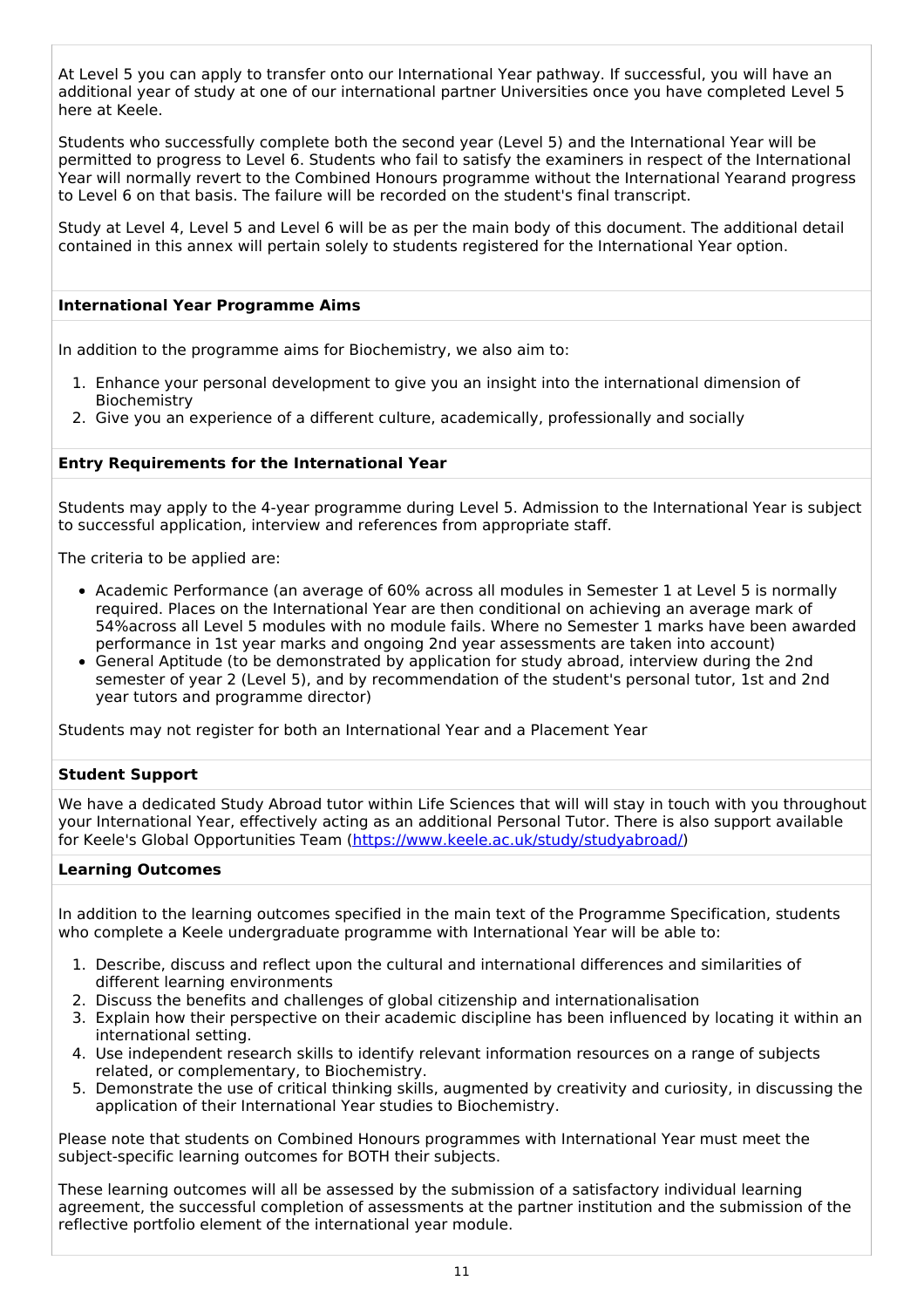At Level 5 you can apply to transfer onto our International Year pathway. If successful, you will have an additional year of study at one of our international partner Universities once you have completed Level 5 here at Keele.

Students who successfully complete both the second year (Level 5) and the International Year will be permitted to progress to Level 6. Students who fail to satisfy the examiners in respect of the International Year will normally revert to the Combined Honours programme without the International Yearand progress to Level 6 on that basis. The failure will be recorded on the student's final transcript.

Study at Level 4, Level 5 and Level 6 will be as per the main body of this document. The additional detail contained in this annex will pertain solely to students registered for the International Year option.

**International Year Programme Aims**

In addition to the programme aims for Biochemistry, we also aim to:

1. Enhance your personal development to give you an insight into the international dimension of Biochemistry
2. Give you an experience of a different culture, academically, professionally and socially

**Entry Requirements for the International Year**

Students may apply to the 4-year programme during Level 5. Admission to the International Year is subject to successful application, interview and references from appropriate staff.

The criteria to be applied are:

- Academic Performance (an average of 60% across all modules in Semester 1 at Level 5 is normally required. Places on the International Year are then conditional on achieving an average mark of 54%across all Level 5 modules with no module fails. Where no Semester 1 marks have been awarded performance in 1st year marks and ongoing 2nd year assessments are taken into account)
- General Aptitude (to be demonstrated by application for study abroad, interview during the 2nd semester of year 2 (Level 5), and by recommendation of the student's personal tutor, 1st and 2nd year tutors and programme director)

Students may not register for both an International Year and a Placement Year

**Student Support**

We have a dedicated Study Abroad tutor within Life Sciences that will will stay in touch with you throughout your International Year, effectively acting as an additional Personal Tutor. There is also support available for Keele's Global Opportunities Team (https://www.keele.ac.uk/study/studyabroad/)

**Learning Outcomes**

In addition to the learning outcomes specified in the main text of the Programme Specification, students who complete a Keele undergraduate programme with International Year will be able to:

1. Describe, discuss and reflect upon the cultural and international differences and similarities of different learning environments
2. Discuss the benefits and challenges of global citizenship and internationalisation
3. Explain how their perspective on their academic discipline has been influenced by locating it within an international setting.
4. Use independent research skills to identify relevant information resources on a range of subjects related, or complementary, to Biochemistry.
5. Demonstrate the use of critical thinking skills, augmented by creativity and curiosity, in discussing the application of their International Year studies to Biochemistry.

Please note that students on Combined Honours programmes with International Year must meet the subject-specific learning outcomes for BOTH their subjects.

These learning outcomes will all be assessed by the submission of a satisfactory individual learning agreement, the successful completion of assessments at the partner institution and the submission of the reflective portfolio element of the international year module.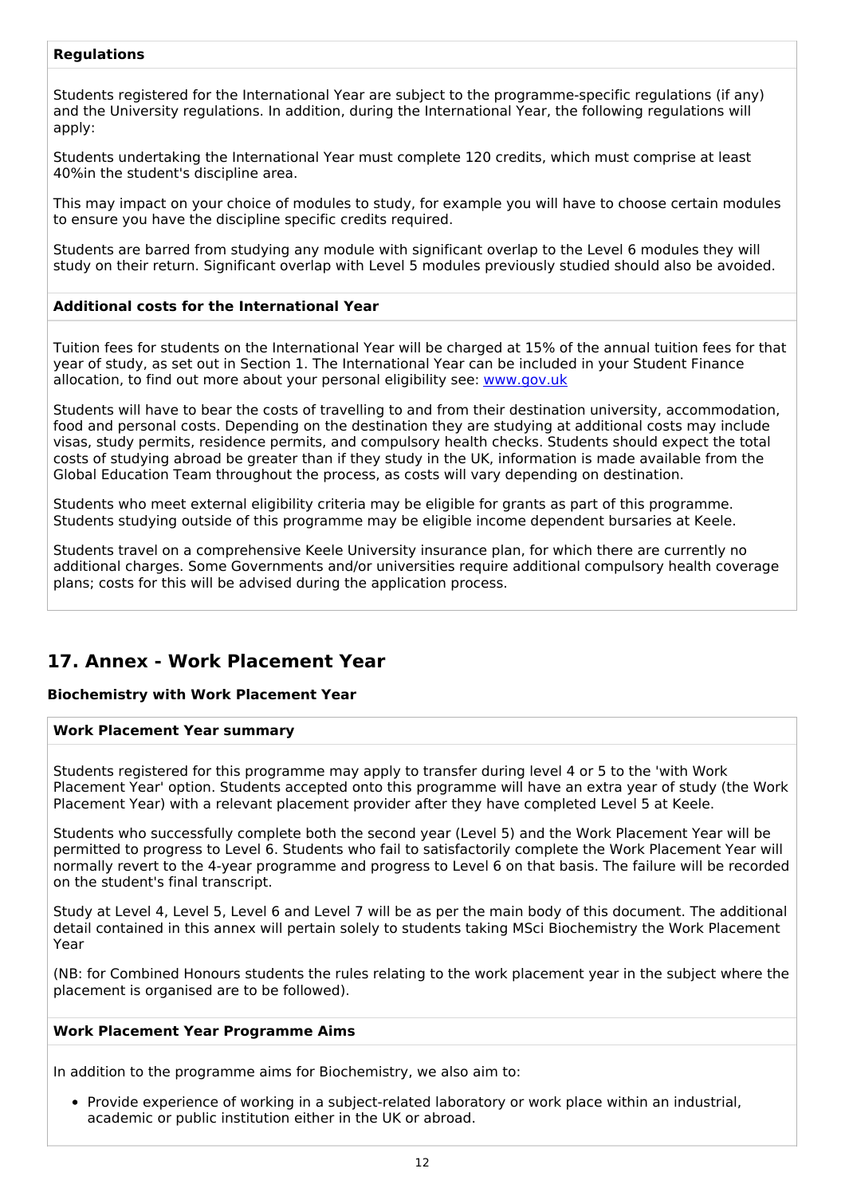**Regulations**

Students registered for the International Year are subject to the programme-specific regulations (if any) and the University regulations. In addition, during the International Year, the following regulations will apply:

Students undertaking the International Year must complete 120 credits, which must comprise at least 40%in the student's discipline area.

This may impact on your choice of modules to study, for example you will have to choose certain modules to ensure you have the discipline specific credits required.

Students are barred from studying any module with significant overlap to the Level 6 modules they will study on their return. Significant overlap with Level 5 modules previously studied should also be avoided.

**Additional costs for the International Year**

Tuition fees for students on the International Year will be charged at 15% of the annual tuition fees for that year of study, as set out in Section 1. The International Year can be included in your Student Finance allocation, to find out more about your personal eligibility see: www.gov.uk

Students will have to bear the costs of travelling to and from their destination university, accommodation, food and personal costs. Depending on the destination they are studying at additional costs may include visas, study permits, residence permits, and compulsory health checks. Students should expect the total costs of studying abroad be greater than if they study in the UK, information is made available from the Global Education Team throughout the process, as costs will vary depending on destination.

Students who meet external eligibility criteria may be eligible for grants as part of this programme. Students studying outside of this programme may be eligible income dependent bursaries at Keele.

Students travel on a comprehensive Keele University insurance plan, for which there are currently no additional charges. Some Governments and/or universities require additional compulsory health coverage plans; costs for this will be advised during the application process.

## 17. Annex - Work Placement Year

**Biochemistry with Work Placement Year**

**Work Placement Year summary**

Students registered for this programme may apply to transfer during level 4 or 5 to the 'with Work Placement Year' option. Students accepted onto this programme will have an extra year of study (the Work Placement Year) with a relevant placement provider after they have completed Level 5 at Keele.

Students who successfully complete both the second year (Level 5) and the Work Placement Year will be permitted to progress to Level 6. Students who fail to satisfactorily complete the Work Placement Year will normally revert to the 4-year programme and progress to Level 6 on that basis. The failure will be recorded on the student's final transcript.

Study at Level 4, Level 5, Level 6 and Level 7 will be as per the main body of this document. The additional detail contained in this annex will pertain solely to students taking MSci Biochemistry the Work Placement Year

(NB: for Combined Honours students the rules relating to the work placement year in the subject where the placement is organised are to be followed).

**Work Placement Year Programme Aims**

In addition to the programme aims for Biochemistry, we also aim to:

- Provide experience of working in a subject-related laboratory or work place within an industrial, academic or public institution either in the UK or abroad.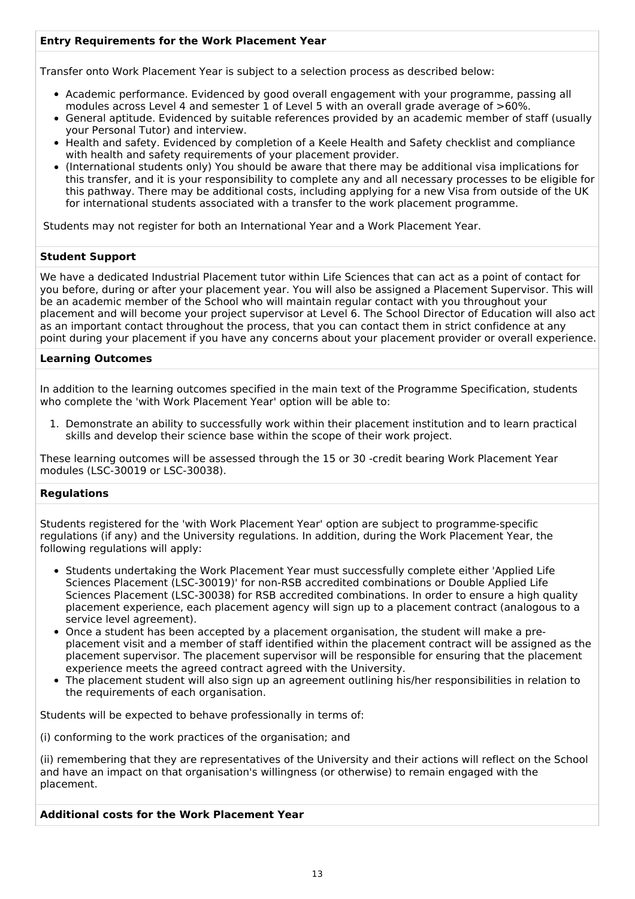### Entry Requirements for the Work Placement Year

Transfer onto Work Placement Year is subject to a selection process as described below:

- Academic performance. Evidenced by good overall engagement with your programme, passing all modules across Level 4 and semester 1 of Level 5 with an overall grade average of >60%.
- General aptitude. Evidenced by suitable references provided by an academic member of staff (usually your Personal Tutor) and interview.
- Health and safety. Evidenced by completion of a Keele Health and Safety checklist and compliance with health and safety requirements of your placement provider.
- (International students only) You should be aware that there may be additional visa implications for this transfer, and it is your responsibility to complete any and all necessary processes to be eligible for this pathway. There may be additional costs, including applying for a new Visa from outside of the UK for international students associated with a transfer to the work placement programme.

Students may not register for both an International Year and a Work Placement Year.

### Student Support

We have a dedicated Industrial Placement tutor within Life Sciences that can act as a point of contact for you before, during or after your placement year. You will also be assigned a Placement Supervisor. This will be an academic member of the School who will maintain regular contact with you throughout your placement and will become your project supervisor at Level 6. The School Director of Education will also act as an important contact throughout the process, that you can contact them in strict confidence at any point during your placement if you have any concerns about your placement provider or overall experience.

### Learning Outcomes

In addition to the learning outcomes specified in the main text of the Programme Specification, students who complete the 'with Work Placement Year' option will be able to:

1. Demonstrate an ability to successfully work within their placement institution and to learn practical skills and develop their science base within the scope of their work project.

These learning outcomes will be assessed through the 15 or 30 -credit bearing Work Placement Year modules (LSC-30019 or LSC-30038).

### Regulations

Students registered for the 'with Work Placement Year' option are subject to programme-specific regulations (if any) and the University regulations. In addition, during the Work Placement Year, the following regulations will apply:

- Students undertaking the Work Placement Year must successfully complete either 'Applied Life Sciences Placement (LSC-30019)' for non-RSB accredited combinations or Double Applied Life Sciences Placement (LSC-30038) for RSB accredited combinations. In order to ensure a high quality placement experience, each placement agency will sign up to a placement contract (analogous to a service level agreement).
- Once a student has been accepted by a placement organisation, the student will make a pre-placement visit and a member of staff identified within the placement contract will be assigned as the placement supervisor. The placement supervisor will be responsible for ensuring that the placement experience meets the agreed contract agreed with the University.
- The placement student will also sign up an agreement outlining his/her responsibilities in relation to the requirements of each organisation.

Students will be expected to behave professionally in terms of:

(i) conforming to the work practices of the organisation; and

(ii) remembering that they are representatives of the University and their actions will reflect on the School and have an impact on that organisation's willingness (or otherwise) to remain engaged with the placement.

### Additional costs for the Work Placement Year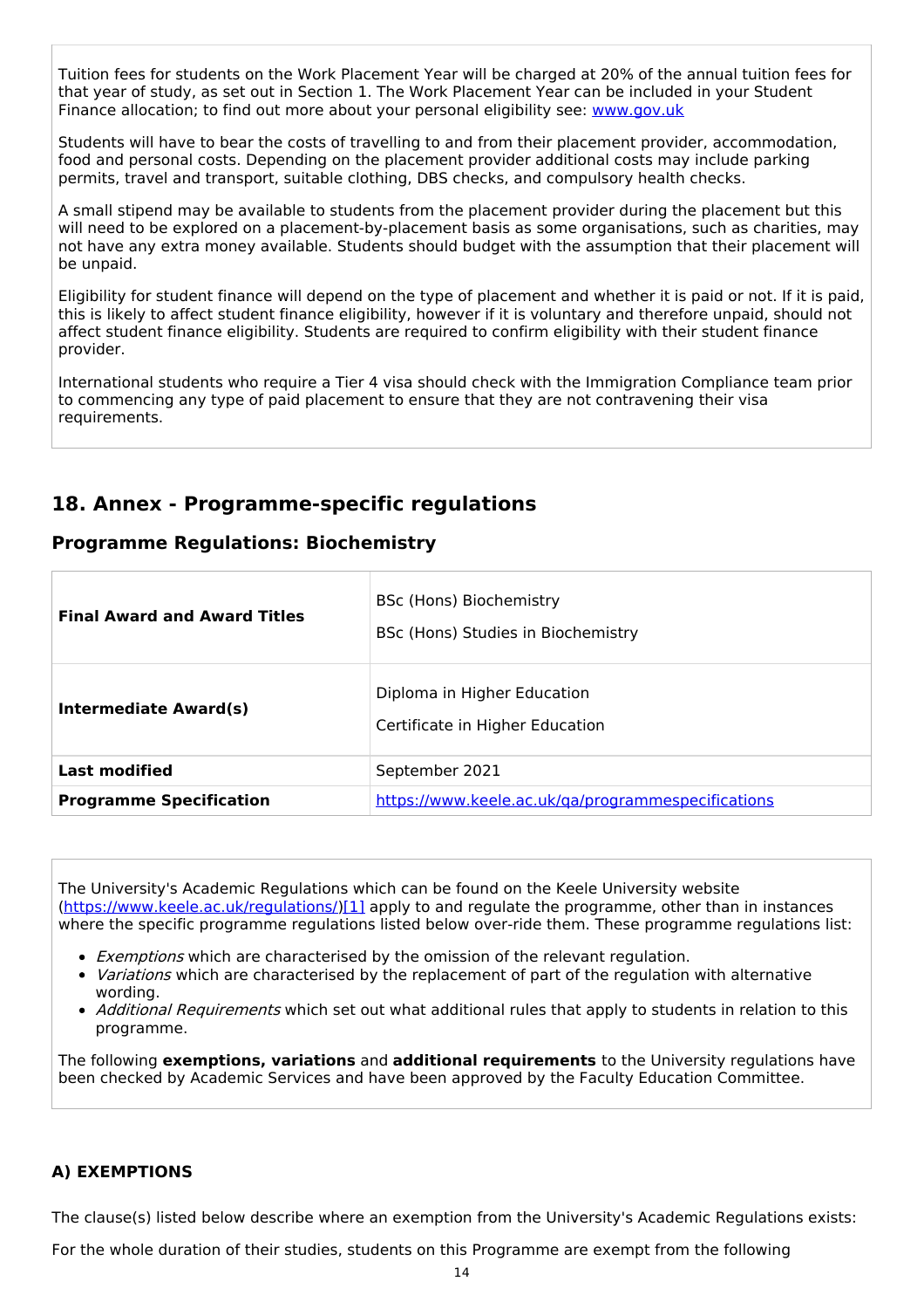Tuition fees for students on the Work Placement Year will be charged at 20% of the annual tuition fees for that year of study, as set out in Section 1. The Work Placement Year can be included in your Student Finance allocation; to find out more about your personal eligibility see: [www.gov.uk](http://www.gov.uk)

Students will have to bear the costs of travelling to and from their placement provider, accommodation, food and personal costs. Depending on the placement provider additional costs may include parking permits, travel and transport, suitable clothing, DBS checks, and compulsory health checks.

A small stipend may be available to students from the placement provider during the placement but this will need to be explored on a placement-by-placement basis as some organisations, such as charities, may not have any extra money available. Students should budget with the assumption that their placement will be unpaid.

Eligibility for student finance will depend on the type of placement and whether it is paid or not. If it is paid, this is likely to affect student finance eligibility, however if it is voluntary and therefore unpaid, should not affect student finance eligibility. Students are required to confirm eligibility with their student finance provider.

International students who require a Tier 4 visa should check with the Immigration Compliance team prior to commencing any type of paid placement to ensure that they are not contravening their visa requirements.

## 18. Annex - Programme-specific regulations

### Programme Regulations: Biochemistry

| | |
|---|---|
| **Final Award and Award Titles** | BSc (Hons) Biochemistry<br>BSc (Hons) Studies in Biochemistry |
| **Intermediate Award(s)** | Diploma in Higher Education<br>Certificate in Higher Education |
| **Last modified** | September 2021 |
| **Programme Specification** | [https://www.keele.ac.uk/qa/programmespecifications](https://www.keele.ac.uk/qa/programmespecifications) |

The University's Academic Regulations which can be found on the Keele University website ([https://www.keele.ac.uk/regulations/](https://www.keele.ac.uk/regulations/))[1] apply to and regulate the programme, other than in instances where the specific programme regulations listed below over-ride them. These programme regulations list:

- *Exemptions* which are characterised by the omission of the relevant regulation.
- *Variations* which are characterised by the replacement of part of the regulation with alternative wording.
- *Additional Requirements* which set out what additional rules that apply to students in relation to this programme.

The following **exemptions, variations** and **additional requirements** to the University regulations have been checked by Academic Services and have been approved by the Faculty Education Committee.

### A) EXEMPTIONS

The clause(s) listed below describe where an exemption from the University's Academic Regulations exists:

For the whole duration of their studies, students on this Programme are exempt from the following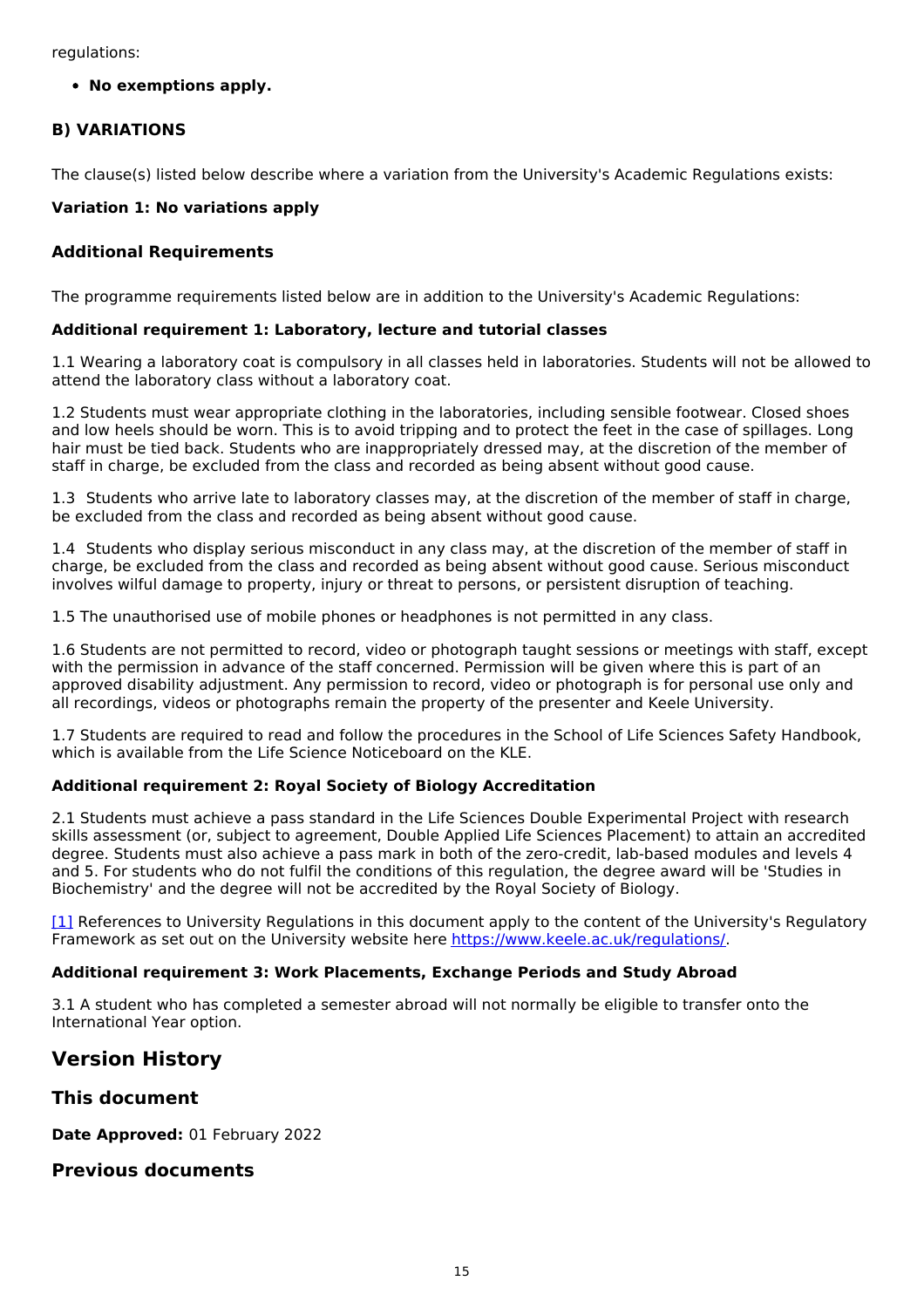regulations:

- **No exemptions apply.**

### B) VARIATIONS

The clause(s) listed below describe where a variation from the University's Academic Regulations exists:

**Variation 1: No variations apply**

### Additional Requirements

The programme requirements listed below are in addition to the University's Academic Regulations:

**Additional requirement 1: Laboratory, lecture and tutorial classes**

1.1 Wearing a laboratory coat is compulsory in all classes held in laboratories. Students will not be allowed to attend the laboratory class without a laboratory coat.

1.2 Students must wear appropriate clothing in the laboratories, including sensible footwear. Closed shoes and low heels should be worn. This is to avoid tripping and to protect the feet in the case of spillages. Long hair must be tied back. Students who are inappropriately dressed may, at the discretion of the member of staff in charge, be excluded from the class and recorded as being absent without good cause.

1.3 Students who arrive late to laboratory classes may, at the discretion of the member of staff in charge, be excluded from the class and recorded as being absent without good cause.

1.4 Students who display serious misconduct in any class may, at the discretion of the member of staff in charge, be excluded from the class and recorded as being absent without good cause. Serious misconduct involves wilful damage to property, injury or threat to persons, or persistent disruption of teaching.

1.5 The unauthorised use of mobile phones or headphones is not permitted in any class.

1.6 Students are not permitted to record, video or photograph taught sessions or meetings with staff, except with the permission in advance of the staff concerned. Permission will be given where this is part of an approved disability adjustment. Any permission to record, video or photograph is for personal use only and all recordings, videos or photographs remain the property of the presenter and Keele University.

1.7 Students are required to read and follow the procedures in the School of Life Sciences Safety Handbook, which is available from the Life Science Noticeboard on the KLE.

**Additional requirement 2: Royal Society of Biology Accreditation**

2.1 Students must achieve a pass standard in the Life Sciences Double Experimental Project with research skills assessment (or, subject to agreement, Double Applied Life Sciences Placement) to attain an accredited degree. Students must also achieve a pass mark in both of the zero-credit, lab-based modules and levels 4 and 5. For students who do not fulfil the conditions of this regulation, the degree award will be 'Studies in Biochemistry' and the degree will not be accredited by the Royal Society of Biology.

[1] References to University Regulations in this document apply to the content of the University's Regulatory Framework as set out on the University website here https://www.keele.ac.uk/regulations/.

**Additional requirement 3: Work Placements, Exchange Periods and Study Abroad**

3.1 A student who has completed a semester abroad will not normally be eligible to transfer onto the International Year option.

## Version History

### This document

**Date Approved:** 01 February 2022

### Previous documents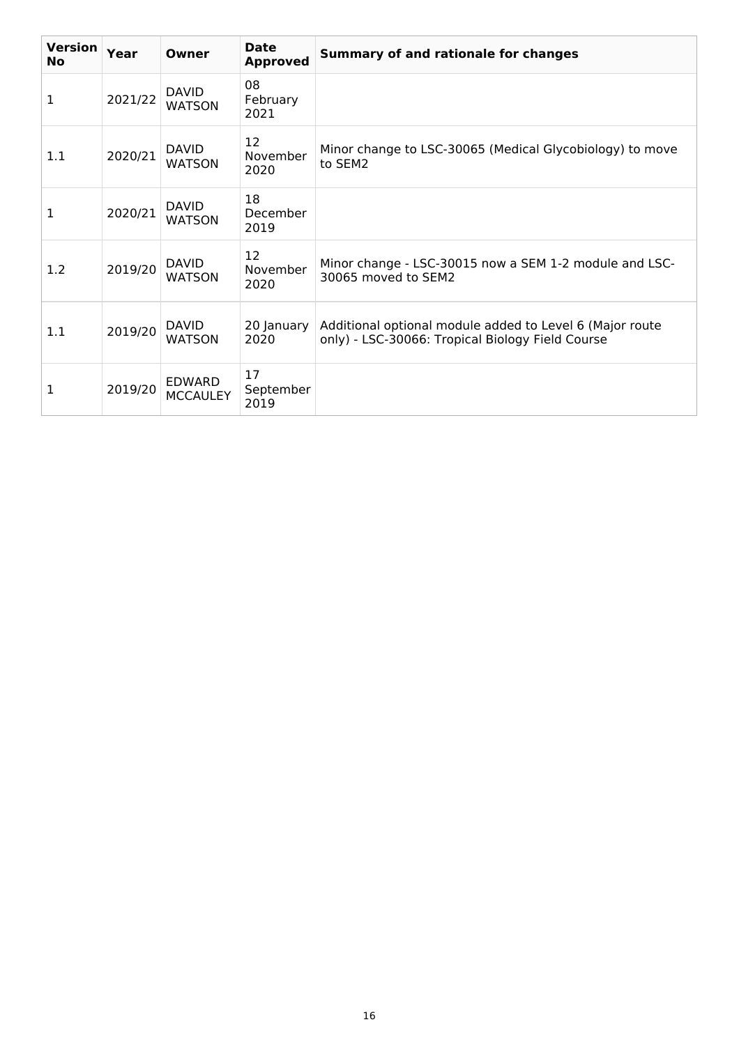| Version No | Year | Owner | Date Approved | Summary of and rationale for changes |
|---|---|---|---|---|
| 1 | 2021/22 | DAVID WATSON | 08 February 2021 | |
| 1.1 | 2020/21 | DAVID WATSON | 12 November 2020 | Minor change to LSC-30065 (Medical Glycobiology) to move to SEM2 |
| 1 | 2020/21 | DAVID WATSON | 18 December 2019 | |
| 1.2 | 2019/20 | DAVID WATSON | 12 November 2020 | Minor change - LSC-30015 now a SEM 1-2 module and LSC-30065 moved to SEM2 |
| 1.1 | 2019/20 | DAVID WATSON | 20 January 2020 | Additional optional module added to Level 6 (Major route only) - LSC-30066: Tropical Biology Field Course |
| 1 | 2019/20 | EDWARD MCCAULEY | 17 September 2019 | |